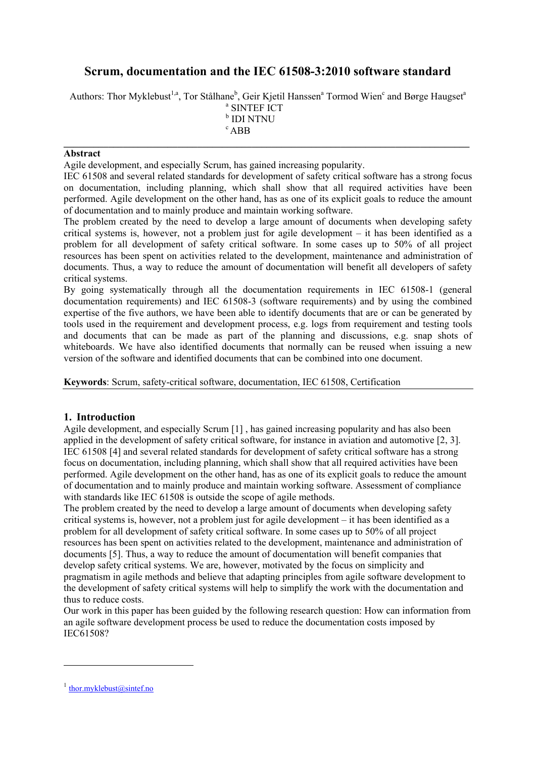# Scrum, documentation and the IEC 61508-3:2010 software standard

Authors: Thor Myklebust[1,a], Tor Stålhane[b], Geir Kjetil Hanssen[a] Tormod Wien[c] and Børge Haugset[a]

[a] SINTEF ICT

[b] IDI NTNU

[c] ABB

---

**Abstract**

Agile development, and especially Scrum, has gained increasing popularity.

IEC 61508 and several related standards for development of safety critical software has a strong focus on documentation, including planning, which shall show that all required activities have been performed. Agile development on the other hand, has as one of its explicit goals to reduce the amount of documentation and to mainly produce and maintain working software.

The problem created by the need to develop a large amount of documents when developing safety critical systems is, however, not a problem just for agile development – it has been identified as a problem for all development of safety critical software. In some cases up to 50% of all project resources has been spent on activities related to the development, maintenance and administration of documents. Thus, a way to reduce the amount of documentation will benefit all developers of safety critical systems.

By going systematically through all the documentation requirements in IEC 61508-1 (general documentation requirements) and IEC 61508-3 (software requirements) and by using the combined expertise of the five authors, we have been able to identify documents that are or can be generated by tools used in the requirement and development process, e.g. logs from requirement and testing tools and documents that can be made as part of the planning and discussions, e.g. snap shots of whiteboards. We have also identified documents that normally can be reused when issuing a new version of the software and identified documents that can be combined into one document.

**Keywords**: Scrum, safety-critical software, documentation, IEC 61508, Certification

## 1. Introduction

Agile development, and especially Scrum [1] , has gained increasing popularity and has also been applied in the development of safety critical software, for instance in aviation and automotive [2, 3]. IEC 61508 [4] and several related standards for development of safety critical software has a strong focus on documentation, including planning, which shall show that all required activities have been performed. Agile development on the other hand, has as one of its explicit goals to reduce the amount of documentation and to mainly produce and maintain working software. Assessment of compliance with standards like IEC 61508 is outside the scope of agile methods.

The problem created by the need to develop a large amount of documents when developing safety critical systems is, however, not a problem just for agile development – it has been identified as a problem for all development of safety critical software. In some cases up to 50% of all project resources has been spent on activities related to the development, maintenance and administration of documents [5]. Thus, a way to reduce the amount of documentation will benefit all companies that develop safety critical systems. We are, however, motivated by the focus on simplicity and pragmatism in agile methods and believe that adapting principles from agile software development to the development of safety critical systems will help to simplify the work with the documentation and thus to reduce costs.

Our work in this paper has been guided by the following research question: How can information from an agile software development process be used to reduce the documentation costs imposed by IEC61508?

---

[1] thor.myklebust@sintef.no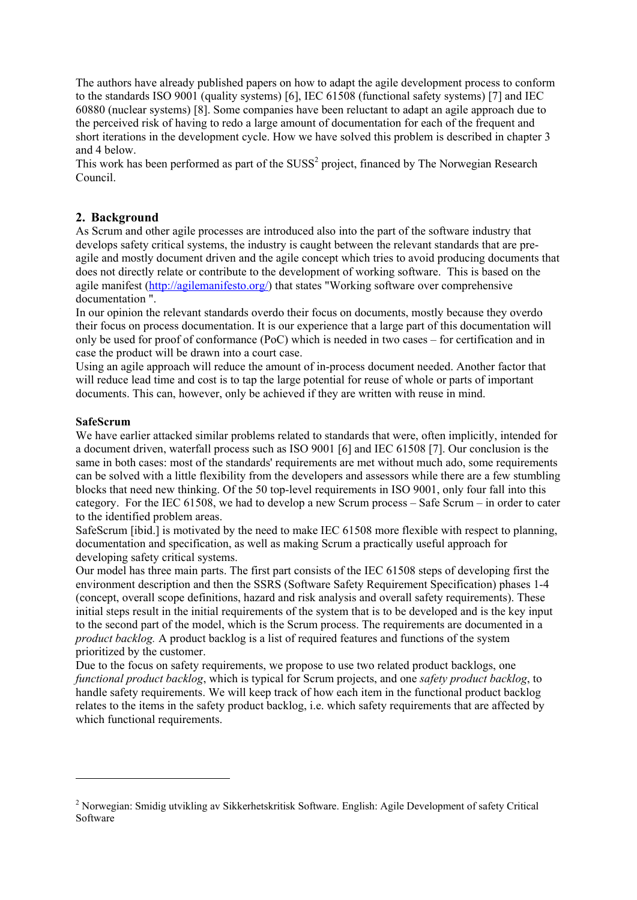The authors have already published papers on how to adapt the agile development process to conform to the standards ISO 9001 (quality systems) [6], IEC 61508 (functional safety systems) [7] and IEC 60880 (nuclear systems) [8]. Some companies have been reluctant to adapt an agile approach due to the perceived risk of having to redo a large amount of documentation for each of the frequent and short iterations in the development cycle. How we have solved this problem is described in chapter 3 and 4 below.

This work has been performed as part of the SUSS[2] project, financed by The Norwegian Research Council.

## 2. Background

As Scrum and other agile processes are introduced also into the part of the software industry that develops safety critical systems, the industry is caught between the relevant standards that are pre-agile and mostly document driven and the agile concept which tries to avoid producing documents that does not directly relate or contribute to the development of working software. This is based on the agile manifest (http://agilemanifesto.org/) that states "Working software over comprehensive documentation ".

In our opinion the relevant standards overdo their focus on documents, mostly because they overdo their focus on process documentation. It is our experience that a large part of this documentation will only be used for proof of conformance (PoC) which is needed in two cases – for certification and in case the product will be drawn into a court case.

Using an agile approach will reduce the amount of in-process document needed. Another factor that will reduce lead time and cost is to tap the large potential for reuse of whole or parts of important documents. This can, however, only be achieved if they are written with reuse in mind.

**SafeScrum**

We have earlier attacked similar problems related to standards that were, often implicitly, intended for a document driven, waterfall process such as ISO 9001 [6] and IEC 61508 [7]. Our conclusion is the same in both cases: most of the standards' requirements are met without much ado, some requirements can be solved with a little flexibility from the developers and assessors while there are a few stumbling blocks that need new thinking. Of the 50 top-level requirements in ISO 9001, only four fall into this category. For the IEC 61508, we had to develop a new Scrum process – Safe Scrum – in order to cater to the identified problem areas.

SafeScrum [ibid.] is motivated by the need to make IEC 61508 more flexible with respect to planning, documentation and specification, as well as making Scrum a practically useful approach for developing safety critical systems.

Our model has three main parts. The first part consists of the IEC 61508 steps of developing first the environment description and then the SSRS (Software Safety Requirement Specification) phases 1-4 (concept, overall scope definitions, hazard and risk analysis and overall safety requirements). These initial steps result in the initial requirements of the system that is to be developed and is the key input to the second part of the model, which is the Scrum process. The requirements are documented in a *product backlog.* A product backlog is a list of required features and functions of the system prioritized by the customer.

Due to the focus on safety requirements, we propose to use two related product backlogs, one *functional product backlog*, which is typical for Scrum projects, and one *safety product backlog*, to handle safety requirements. We will keep track of how each item in the functional product backlog relates to the items in the safety product backlog, i.e. which safety requirements that are affected by which functional requirements.

---

[2] Norwegian: Smidig utvikling av Sikkerhetskritisk Software. English: Agile Development of safety Critical Software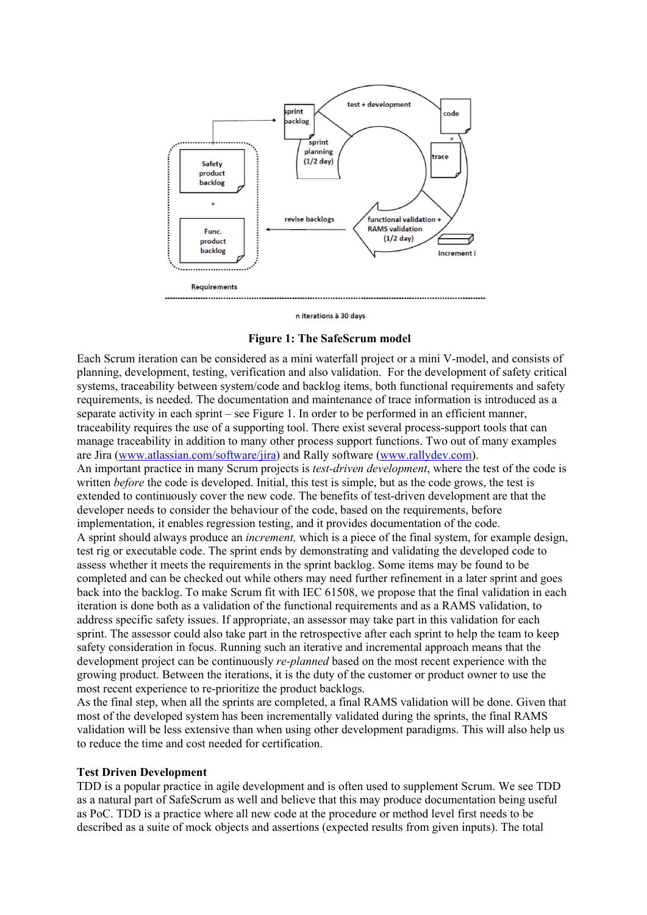**Figure 1: The SafeScrum model**

Each Scrum iteration can be considered as a mini waterfall project or a mini V-model, and consists of planning, development, testing, verification and also validation. For the development of safety critical systems, traceability between system/code and backlog items, both functional requirements and safety requirements, is needed. The documentation and maintenance of trace information is introduced as a separate activity in each sprint – see Figure 1. In order to be performed in an efficient manner, traceability requires the use of a supporting tool. There exist several process-support tools that can manage traceability in addition to many other process support functions. Two out of many examples are Jira (www.atlassian.com/software/jira) and Rally software (www.rallydev.com).

An important practice in many Scrum projects is *test-driven development*, where the test of the code is written *before* the code is developed. Initial, this test is simple, but as the code grows, the test is extended to continuously cover the new code. The benefits of test-driven development are that the developer needs to consider the behaviour of the code, based on the requirements, before implementation, it enables regression testing, and it provides documentation of the code.

A sprint should always produce an *increment,* which is a piece of the final system, for example design, test rig or executable code. The sprint ends by demonstrating and validating the developed code to assess whether it meets the requirements in the sprint backlog. Some items may be found to be completed and can be checked out while others may need further refinement in a later sprint and goes back into the backlog. To make Scrum fit with IEC 61508, we propose that the final validation in each iteration is done both as a validation of the functional requirements and as a RAMS validation, to address specific safety issues. If appropriate, an assessor may take part in this validation for each sprint. The assessor could also take part in the retrospective after each sprint to help the team to keep safety consideration in focus. Running such an iterative and incremental approach means that the development project can be continuously *re-planned* based on the most recent experience with the growing product. Between the iterations, it is the duty of the customer or product owner to use the most recent experience to re-prioritize the product backlogs.

As the final step, when all the sprints are completed, a final RAMS validation will be done. Given that most of the developed system has been incrementally validated during the sprints, the final RAMS validation will be less extensive than when using other development paradigms. This will also help us to reduce the time and cost needed for certification.

**Test Driven Development**

TDD is a popular practice in agile development and is often used to supplement Scrum. We see TDD as a natural part of SafeScrum as well and believe that this may produce documentation being useful as PoC. TDD is a practice where all new code at the procedure or method level first needs to be described as a suite of mock objects and assertions (expected results from given inputs). The total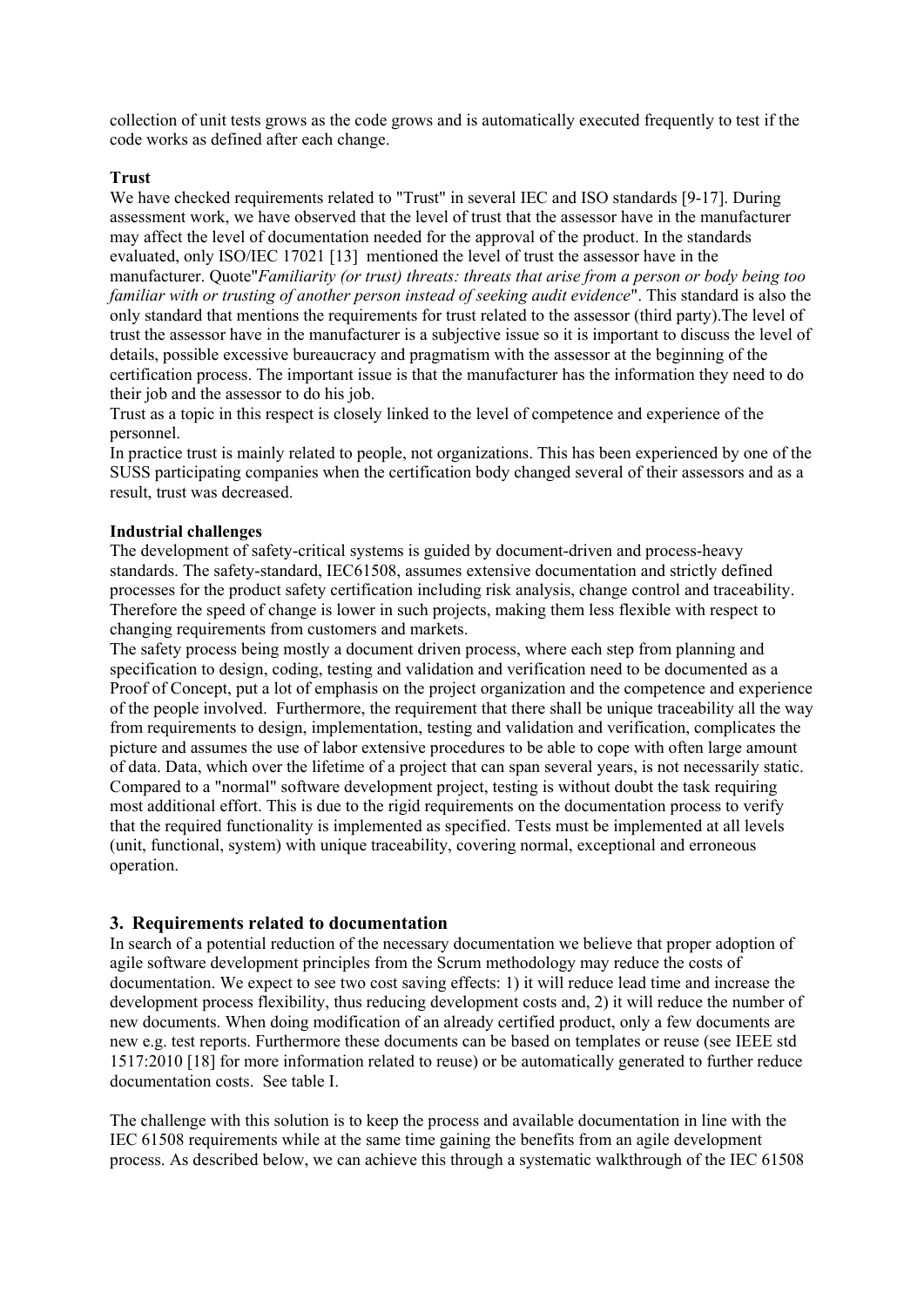collection of unit tests grows as the code grows and is automatically executed frequently to test if the code works as defined after each change.

**Trust**

We have checked requirements related to "Trust" in several IEC and ISO standards [9-17]. During assessment work, we have observed that the level of trust that the assessor have in the manufacturer may affect the level of documentation needed for the approval of the product. In the standards evaluated, only ISO/IEC 17021 [13] mentioned the level of trust the assessor have in the manufacturer. Quote"*Familiarity (or trust) threats: threats that arise from a person or body being too familiar with or trusting of another person instead of seeking audit evidence*". This standard is also the only standard that mentions the requirements for trust related to the assessor (third party).The level of trust the assessor have in the manufacturer is a subjective issue so it is important to discuss the level of details, possible excessive bureaucracy and pragmatism with the assessor at the beginning of the certification process. The important issue is that the manufacturer has the information they need to do their job and the assessor to do his job.

Trust as a topic in this respect is closely linked to the level of competence and experience of the personnel.

In practice trust is mainly related to people, not organizations. This has been experienced by one of the SUSS participating companies when the certification body changed several of their assessors and as a result, trust was decreased.

**Industrial challenges**

The development of safety-critical systems is guided by document-driven and process-heavy standards. The safety-standard, IEC61508, assumes extensive documentation and strictly defined processes for the product safety certification including risk analysis, change control and traceability. Therefore the speed of change is lower in such projects, making them less flexible with respect to changing requirements from customers and markets.

The safety process being mostly a document driven process, where each step from planning and specification to design, coding, testing and validation and verification need to be documented as a Proof of Concept, put a lot of emphasis on the project organization and the competence and experience of the people involved. Furthermore, the requirement that there shall be unique traceability all the way from requirements to design, implementation, testing and validation and verification, complicates the picture and assumes the use of labor extensive procedures to be able to cope with often large amount of data. Data, which over the lifetime of a project that can span several years, is not necessarily static. Compared to a "normal" software development project, testing is without doubt the task requiring most additional effort. This is due to the rigid requirements on the documentation process to verify that the required functionality is implemented as specified. Tests must be implemented at all levels (unit, functional, system) with unique traceability, covering normal, exceptional and erroneous operation.

## 3. Requirements related to documentation

In search of a potential reduction of the necessary documentation we believe that proper adoption of agile software development principles from the Scrum methodology may reduce the costs of documentation. We expect to see two cost saving effects: 1) it will reduce lead time and increase the development process flexibility, thus reducing development costs and, 2) it will reduce the number of new documents. When doing modification of an already certified product, only a few documents are new e.g. test reports. Furthermore these documents can be based on templates or reuse (see IEEE std 1517:2010 [18] for more information related to reuse) or be automatically generated to further reduce documentation costs. See table I.

The challenge with this solution is to keep the process and available documentation in line with the IEC 61508 requirements while at the same time gaining the benefits from an agile development process. As described below, we can achieve this through a systematic walkthrough of the IEC 61508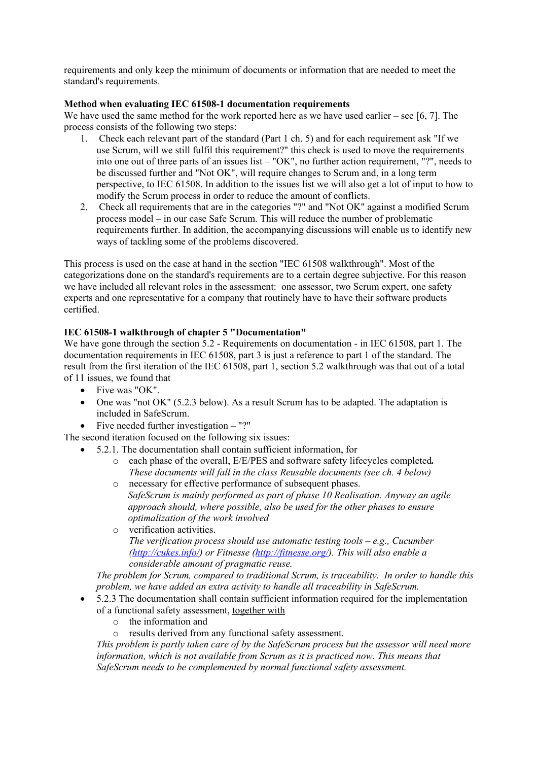requirements and only keep the minimum of documents or information that are needed to meet the standard's requirements.

**Method when evaluating IEC 61508-1 documentation requirements**

We have used the same method for the work reported here as we have used earlier – see [6, 7]. The process consists of the following two steps:

1. Check each relevant part of the standard (Part 1 ch. 5) and for each requirement ask "If we use Scrum, will we still fulfil this requirement?" this check is used to move the requirements into one out of three parts of an issues list – "OK", no further action requirement, "?", needs to be discussed further and "Not OK", will require changes to Scrum and, in a long term perspective, to IEC 61508. In addition to the issues list we will also get a lot of input to how to modify the Scrum process in order to reduce the amount of conflicts.
2. Check all requirements that are in the categories "?" and "Not OK" against a modified Scrum process model – in our case Safe Scrum. This will reduce the number of problematic requirements further. In addition, the accompanying discussions will enable us to identify new ways of tackling some of the problems discovered.

This process is used on the case at hand in the section "IEC 61508 walkthrough". Most of the categorizations done on the standard's requirements are to a certain degree subjective. For this reason we have included all relevant roles in the assessment: one assessor, two Scrum expert, one safety experts and one representative for a company that routinely have to have their software products certified.

**IEC 61508-1 walkthrough of chapter 5 "Documentation"**

We have gone through the section 5.2 - Requirements on documentation - in IEC 61508, part 1. The documentation requirements in IEC 61508, part 3 is just a reference to part 1 of the standard. The result from the first iteration of the IEC 61508, part 1, section 5.2 walkthrough was that out of a total of 11 issues, we found that

- Five was "OK".
- One was "not OK" (5.2.3 below). As a result Scrum has to be adapted. The adaptation is included in SafeScrum.
- Five needed further investigation – "?"

The second iteration focused on the following six issues:

- 5.2.1. The documentation shall contain sufficient information, for
  - each phase of the overall, E/E/PES and software safety lifecycles completed**.**
    *These documents will fall in the class Reusable documents (see ch. 4 below)*
  - necessary for effective performance of subsequent phases.
    *SafeScrum is mainly performed as part of phase 10 Realisation. Anyway an agile approach should, where possible, also be used for the other phases to ensure optimalization of the work involved*
  - verification activities.
    *The verification process should use automatic testing tools – e.g., Cucumber (http://cukes.info/) or Fitnesse (http://fitnesse.org/). This will also enable a considerable amount of pragmatic reuse.*

  *The problem for Scrum, compared to traditional Scrum, is traceability. In order to handle this problem, we have added an extra activity to handle all traceability in SafeScrum.*
- 5.2.3 The documentation shall contain sufficient information required for the implementation of a functional safety assessment, <u>together with</u>
  - the information and
  - results derived from any functional safety assessment.

  *This problem is partly taken care of by the SafeScrum process but the assessor will need more information, which is not available from Scrum as it is practiced now. This means that SafeScrum needs to be complemented by normal functional safety assessment.*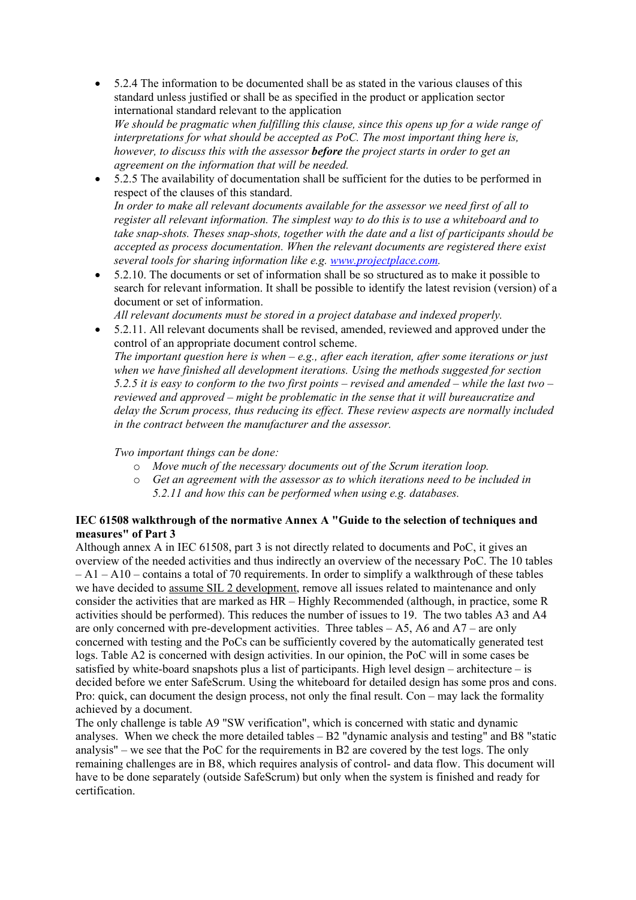- 5.2.4 The information to be documented shall be as stated in the various clauses of this standard unless justified or shall be as specified in the product or application sector international standard relevant to the application
  *We should be pragmatic when fulfilling this clause, since this opens up for a wide range of interpretations for what should be accepted as PoC. The most important thing here is, however, to discuss this with the assessor* ***before*** *the project starts in order to get an agreement on the information that will be needed.*
- 5.2.5 The availability of documentation shall be sufficient for the duties to be performed in respect of the clauses of this standard.
  *In order to make all relevant documents available for the assessor we need first of all to register all relevant information. The simplest way to do this is to use a whiteboard and to take snap-shots. Theses snap-shots, together with the date and a list of participants should be accepted as process documentation. When the relevant documents are registered there exist several tools for sharing information like e.g. [www.projectplace.com](http://www.projectplace.com).*
- 5.2.10. The documents or set of information shall be so structured as to make it possible to search for relevant information. It shall be possible to identify the latest revision (version) of a document or set of information.
  *All relevant documents must be stored in a project database and indexed properly.*
- 5.2.11. All relevant documents shall be revised, amended, reviewed and approved under the control of an appropriate document control scheme.
  *The important question here is when – e.g., after each iteration, after some iterations or just when we have finished all development iterations. Using the methods suggested for section 5.2.5 it is easy to conform to the two first points – revised and amended – while the last two – reviewed and approved – might be problematic in the sense that it will bureaucratize and delay the Scrum process, thus reducing its effect. These review aspects are normally included in the contract between the manufacturer and the assessor.*

  *Two important things can be done:*
  - *Move much of the necessary documents out of the Scrum iteration loop.*
  - *Get an agreement with the assessor as to which iterations need to be included in 5.2.11 and how this can be performed when using e.g. databases.*

**IEC 61508 walkthrough of the normative Annex A "Guide to the selection of techniques and measures" of Part 3**

Although annex A in IEC 61508, part 3 is not directly related to documents and PoC, it gives an overview of the needed activities and thus indirectly an overview of the necessary PoC. The 10 tables – A1 – A10 – contains a total of 70 requirements. In order to simplify a walkthrough of these tables we have decided to <u>assume SIL 2 development</u>, remove all issues related to maintenance and only consider the activities that are marked as HR – Highly Recommended (although, in practice, some R activities should be performed). This reduces the number of issues to 19. The two tables A3 and A4 are only concerned with pre-development activities. Three tables – A5, A6 and A7 – are only concerned with testing and the PoCs can be sufficiently covered by the automatically generated test logs. Table A2 is concerned with design activities. In our opinion, the PoC will in some cases be satisfied by white-board snapshots plus a list of participants. High level design – architecture – is decided before we enter SafeScrum. Using the whiteboard for detailed design has some pros and cons. Pro: quick, can document the design process, not only the final result. Con – may lack the formality achieved by a document.

The only challenge is table A9 "SW verification", which is concerned with static and dynamic analyses. When we check the more detailed tables – B2 "dynamic analysis and testing" and B8 "static analysis" – we see that the PoC for the requirements in B2 are covered by the test logs. The only remaining challenges are in B8, which requires analysis of control- and data flow. This document will have to be done separately (outside SafeScrum) but only when the system is finished and ready for certification.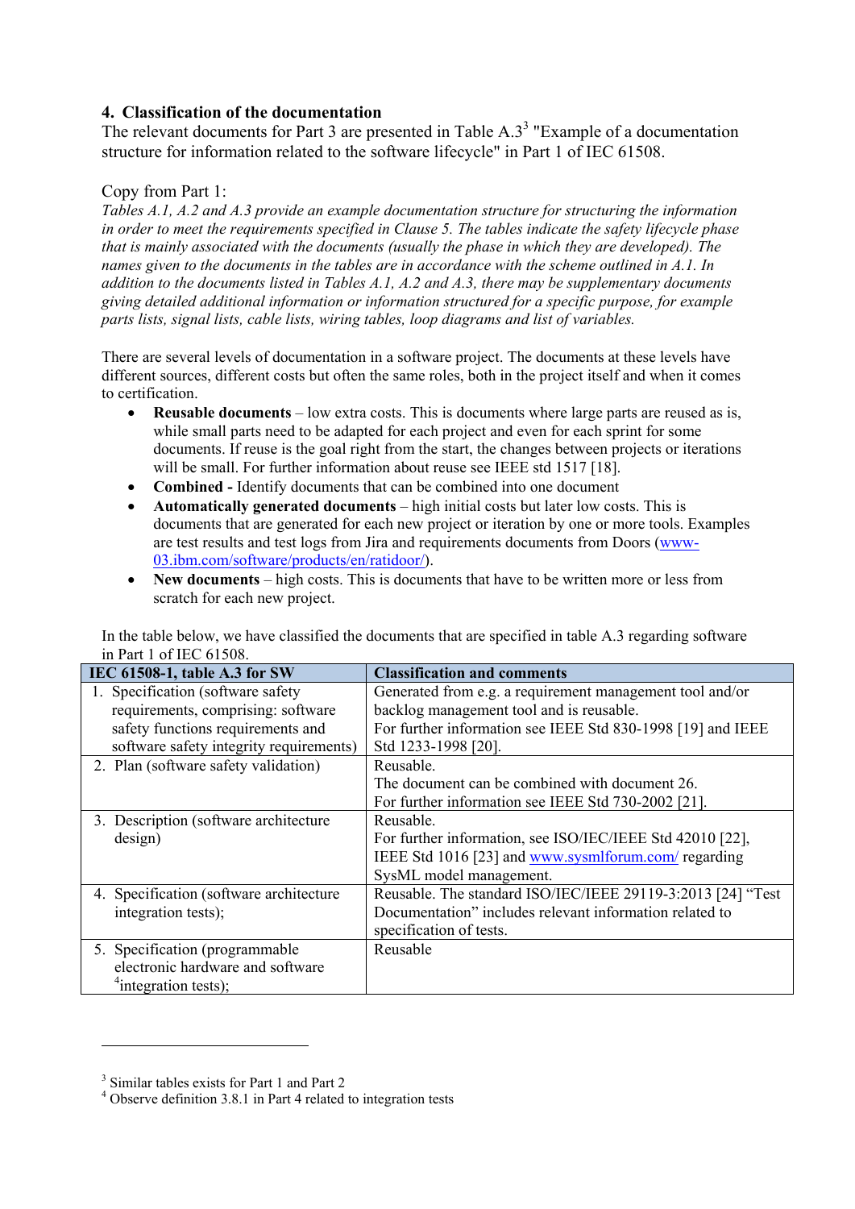## 4. Classification of the documentation

The relevant documents for Part 3 are presented in Table A.3[3] "Example of a documentation structure for information related to the software lifecycle" in Part 1 of IEC 61508.

Copy from Part 1:

*Tables A.1, A.2 and A.3 provide an example documentation structure for structuring the information in order to meet the requirements specified in Clause 5. The tables indicate the safety lifecycle phase that is mainly associated with the documents (usually the phase in which they are developed). The names given to the documents in the tables are in accordance with the scheme outlined in A.1. In addition to the documents listed in Tables A.1, A.2 and A.3, there may be supplementary documents giving detailed additional information or information structured for a specific purpose, for example parts lists, signal lists, cable lists, wiring tables, loop diagrams and list of variables.*

There are several levels of documentation in a software project. The documents at these levels have different sources, different costs but often the same roles, both in the project itself and when it comes to certification.

- **Reusable documents** – low extra costs. This is documents where large parts are reused as is, while small parts need to be adapted for each project and even for each sprint for some documents. If reuse is the goal right from the start, the changes between projects or iterations will be small. For further information about reuse see IEEE std 1517 [18].
- **Combined -** Identify documents that can be combined into one document
- **Automatically generated documents** – high initial costs but later low costs. This is documents that are generated for each new project or iteration by one or more tools. Examples are test results and test logs from Jira and requirements documents from Doors (www-03.ibm.com/software/products/en/ratidoor/).
- **New documents** – high costs. This is documents that have to be written more or less from scratch for each new project.

In the table below, we have classified the documents that are specified in table A.3 regarding software in Part 1 of IEC 61508.

| IEC 61508-1, table A.3 for SW | Classification and comments |
|---|---|
| 1. Specification (software safety requirements, comprising: software safety functions requirements and software safety integrity requirements) | Generated from e.g. a requirement management tool and/or backlog management tool and is reusable. For further information see IEEE Std 830-1998 [19] and IEEE Std 1233-1998 [20]. |
| 2. Plan (software safety validation) | Reusable. The document can be combined with document 26. For further information see IEEE Std 730-2002 [21]. |
| 3. Description (software architecture design) | Reusable. For further information, see ISO/IEC/IEEE Std 42010 [22], IEEE Std 1016 [23] and www.sysmlforum.com/ regarding SysML model management. |
| 4. Specification (software architecture integration tests); | Reusable. The standard ISO/IEC/IEEE 29119-3:2013 [24] "Test Documentation" includes relevant information related to specification of tests. |
| 5. Specification (programmable electronic hardware and software [4]integration tests); | Reusable |

[3] Similar tables exists for Part 1 and Part 2

[4] Observe definition 3.8.1 in Part 4 related to integration tests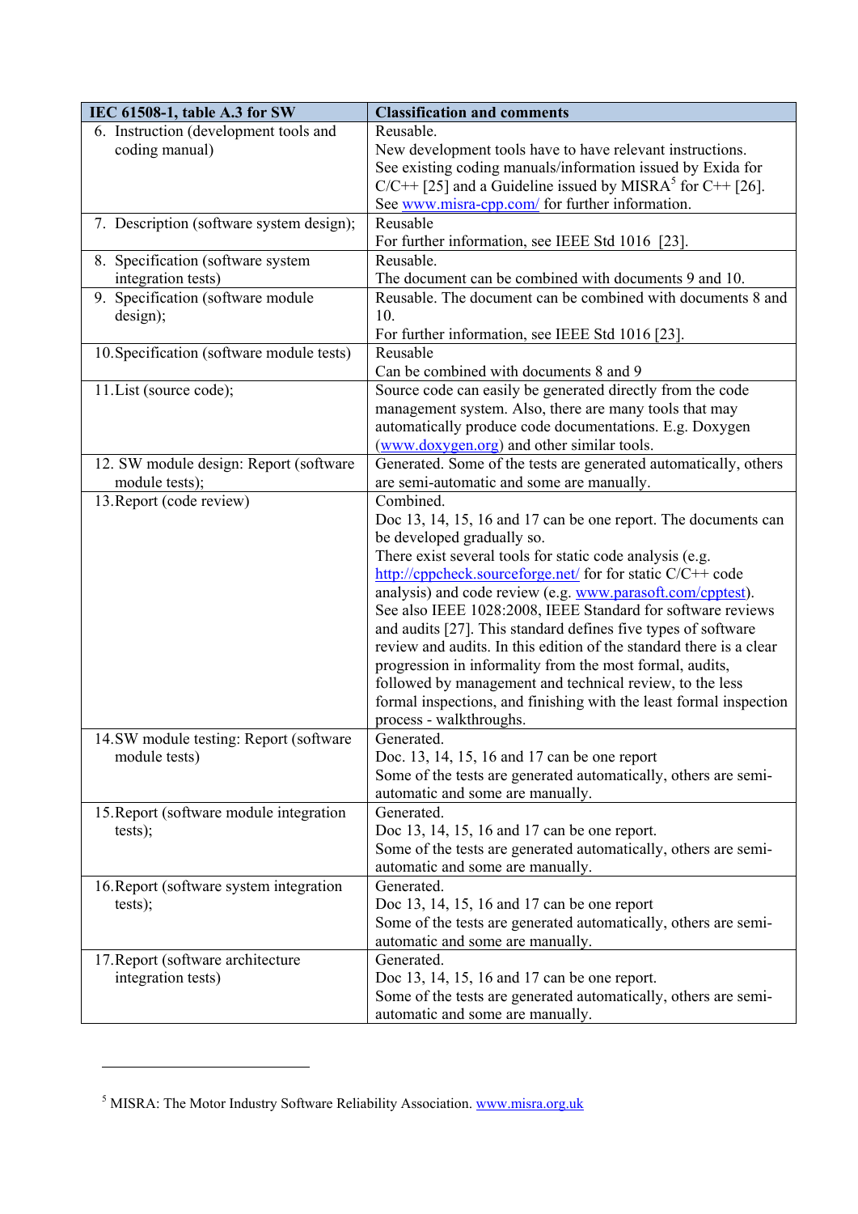| IEC 61508-1, table A.3 for SW | Classification and comments |
|---|---|
| 6. Instruction (development tools and coding manual) | Reusable.<br>New development tools have to have relevant instructions.<br>See existing coding manuals/information issued by Exida for C/C++ [25] and a Guideline issued by MISRA[5] for C++ [26]. See www.misra-cpp.com/ for further information. |
| 7. Description (software system design); | Reusable<br>For further information, see IEEE Std 1016 [23]. |
| 8. Specification (software system integration tests) | Reusable.<br>The document can be combined with documents 9 and 10. |
| 9. Specification (software module design); | Reusable. The document can be combined with documents 8 and 10.<br>For further information, see IEEE Std 1016 [23]. |
| 10. Specification (software module tests) | Reusable<br>Can be combined with documents 8 and 9 |
| 11. List (source code); | Source code can easily be generated directly from the code management system. Also, there are many tools that may automatically produce code documentations. E.g. Doxygen (www.doxygen.org) and other similar tools. |
| 12. SW module design: Report (software module tests); | Generated. Some of the tests are generated automatically, others are semi-automatic and some are manually. |
| 13. Report (code review) | Combined.<br>Doc 13, 14, 15, 16 and 17 can be one report. The documents can be developed gradually so.<br>There exist several tools for static code analysis (e.g. http://cppcheck.sourceforge.net/ for for static C/C++ code analysis) and code review (e.g. www.parasoft.com/cpptest).<br>See also IEEE 1028:2008, IEEE Standard for software reviews and audits [27]. This standard defines five types of software review and audits. In this edition of the standard there is a clear progression in informality from the most formal, audits, followed by management and technical review, to the less formal inspections, and finishing with the least formal inspection process - walkthroughs. |
| 14. SW module testing: Report (software module tests) | Generated.<br>Doc. 13, 14, 15, 16 and 17 can be one report<br>Some of the tests are generated automatically, others are semi-automatic and some are manually. |
| 15. Report (software module integration tests); | Generated.<br>Doc 13, 14, 15, 16 and 17 can be one report.<br>Some of the tests are generated automatically, others are semi-automatic and some are manually. |
| 16. Report (software system integration tests); | Generated.<br>Doc 13, 14, 15, 16 and 17 can be one report<br>Some of the tests are generated automatically, others are semi-automatic and some are manually. |
| 17. Report (software architecture integration tests) | Generated.<br>Doc 13, 14, 15, 16 and 17 can be one report.<br>Some of the tests are generated automatically, others are semi-automatic and some are manually. |

[5] MISRA: The Motor Industry Software Reliability Association. www.misra.org.uk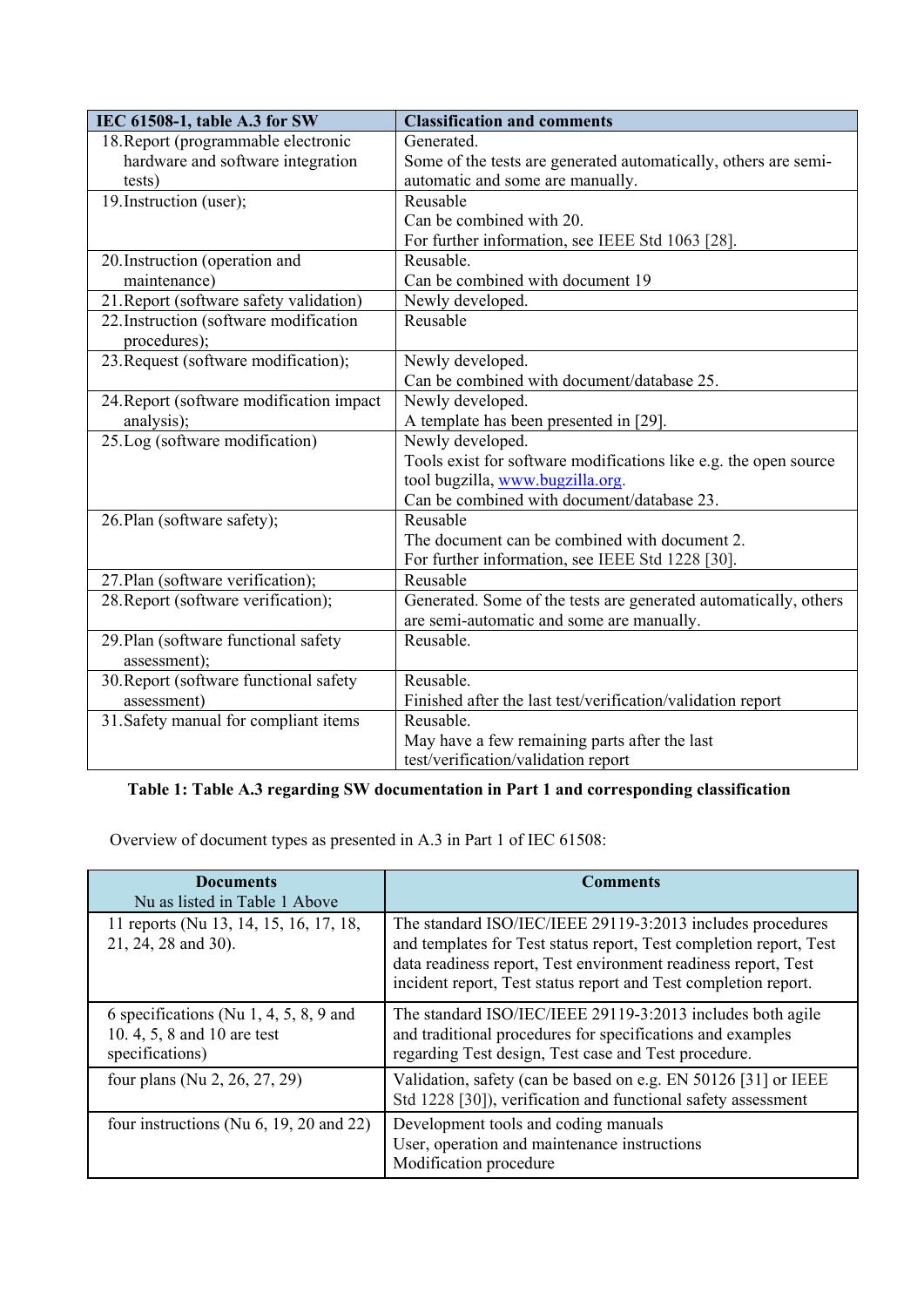| IEC 61508-1, table A.3 for SW | Classification and comments |
|---|---|
| 18. Report (programmable electronic hardware and software integration tests) | Generated.<br>Some of the tests are generated automatically, others are semi-automatic and some are manually. |
| 19. Instruction (user); | Reusable<br>Can be combined with 20.<br>For further information, see IEEE Std 1063 [28]. |
| 20. Instruction (operation and maintenance) | Reusable.<br>Can be combined with document 19 |
| 21. Report (software safety validation) | Newly developed. |
| 22. Instruction (software modification procedures); | Reusable |
| 23. Request (software modification); | Newly developed.<br>Can be combined with document/database 25. |
| 24. Report (software modification impact analysis); | Newly developed.<br>A template has been presented in [29]. |
| 25. Log (software modification) | Newly developed.<br>Tools exist for software modifications like e.g. the open source tool bugzilla, www.bugzilla.org.<br>Can be combined with document/database 23. |
| 26. Plan (software safety); | Reusable<br>The document can be combined with document 2.<br>For further information, see IEEE Std 1228 [30]. |
| 27. Plan (software verification); | Reusable |
| 28. Report (software verification); | Generated. Some of the tests are generated automatically, others are semi-automatic and some are manually. |
| 29. Plan (software functional safety assessment); | Reusable. |
| 30. Report (software functional safety assessment) | Reusable.<br>Finished after the last test/verification/validation report |
| 31. Safety manual for compliant items | Reusable.<br>May have a few remaining parts after the last test/verification/validation report |

**Table 1: Table A.3 regarding SW documentation in Part 1 and corresponding classification**

Overview of document types as presented in A.3 in Part 1 of IEC 61508:

| Documents<br>Nu as listed in Table 1 Above | Comments |
|---|---|
| 11 reports (Nu 13, 14, 15, 16, 17, 18, 21, 24, 28 and 30). | The standard ISO/IEC/IEEE 29119-3:2013 includes procedures and templates for Test status report, Test completion report, Test data readiness report, Test environment readiness report, Test incident report, Test status report and Test completion report. |
| 6 specifications (Nu 1, 4, 5, 8, 9 and 10. 4, 5, 8 and 10 are test specifications) | The standard ISO/IEC/IEEE 29119-3:2013 includes both agile and traditional procedures for specifications and examples regarding Test design, Test case and Test procedure. |
| four plans (Nu 2, 26, 27, 29) | Validation, safety (can be based on e.g. EN 50126 [31] or IEEE Std 1228 [30]), verification and functional safety assessment |
| four instructions (Nu 6, 19, 20 and 22) | Development tools and coding manuals<br>User, operation and maintenance instructions<br>Modification procedure |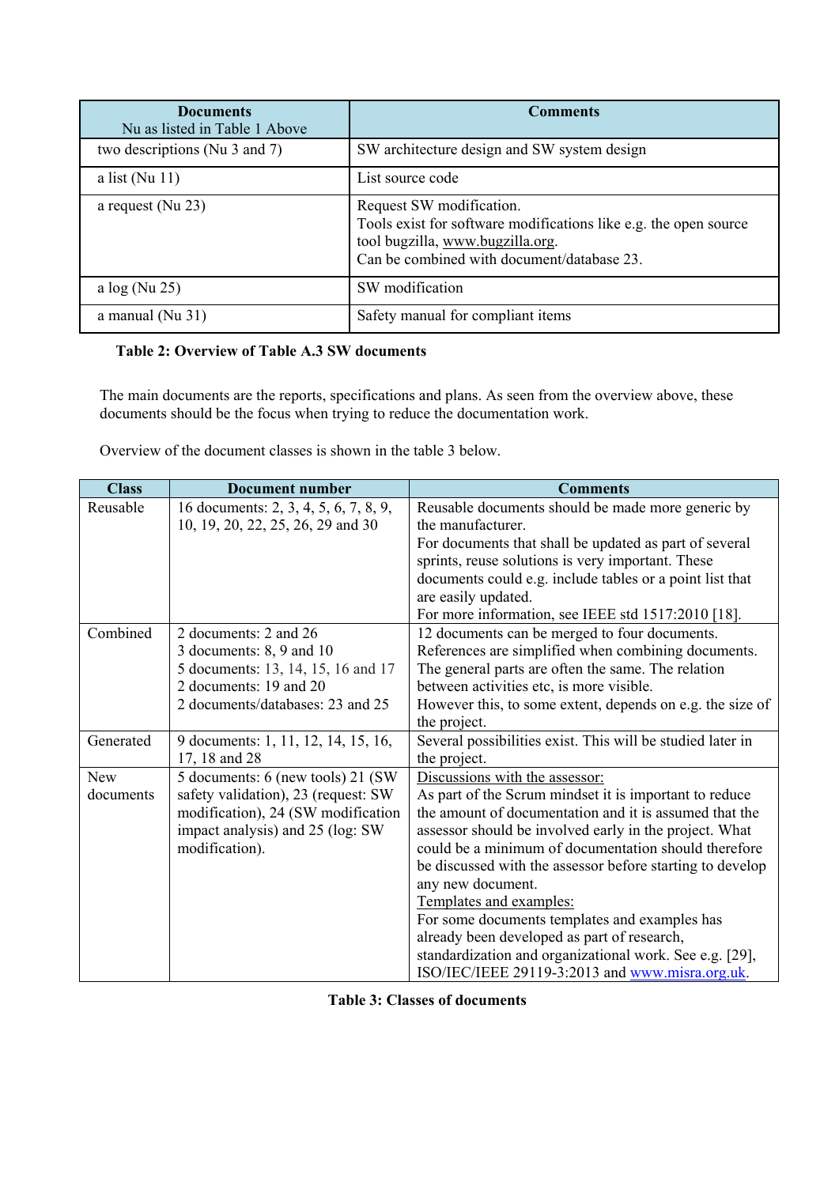| Documents<br>Nu as listed in Table 1 Above | Comments |
|---|---|
| two descriptions (Nu 3 and 7) | SW architecture design and SW system design |
| a list (Nu 11) | List source code |
| a request (Nu 23) | Request SW modification.<br>Tools exist for software modifications like e.g. the open source tool bugzilla, www.bugzilla.org.<br>Can be combined with document/database 23. |
| a log (Nu 25) | SW modification |
| a manual (Nu 31) | Safety manual for compliant items |

**Table 2: Overview of Table A.3 SW documents**

The main documents are the reports, specifications and plans. As seen from the overview above, these documents should be the focus when trying to reduce the documentation work.

Overview of the document classes is shown in the table 3 below.

| Class | Document number | Comments |
|---|---|---|
| Reusable | 16 documents: 2, 3, 4, 5, 6, 7, 8, 9, 10, 19, 20, 22, 25, 26, 29 and 30 | Reusable documents should be made more generic by the manufacturer.<br>For documents that shall be updated as part of several sprints, reuse solutions is very important. These documents could e.g. include tables or a point list that are easily updated.<br>For more information, see IEEE std 1517:2010 [18]. |
| Combined | 2 documents: 2 and 26<br>3 documents: 8, 9 and 10<br>5 documents: 13, 14, 15, 16 and 17<br>2 documents: 19 and 20<br>2 documents/databases: 23 and 25 | 12 documents can be merged to four documents.<br>References are simplified when combining documents.<br>The general parts are often the same. The relation between activities etc, is more visible.<br>However this, to some extent, depends on e.g. the size of the project. |
| Generated | 9 documents: 1, 11, 12, 14, 15, 16, 17, 18 and 28 | Several possibilities exist. This will be studied later in the project. |
| New documents | 5 documents: 6 (new tools) 21 (SW safety validation), 23 (request: SW modification), 24 (SW modification impact analysis) and 25 (log: SW modification). | Discussions with the assessor:<br>As part of the Scrum mindset it is important to reduce the amount of documentation and it is assumed that the assessor should be involved early in the project. What could be a minimum of documentation should therefore be discussed with the assessor before starting to develop any new document.<br>Templates and examples:<br>For some documents templates and examples has already been developed as part of research, standardization and organizational work. See e.g. [29], ISO/IEC/IEEE 29119-3:2013 and www.misra.org.uk. |

**Table 3: Classes of documents**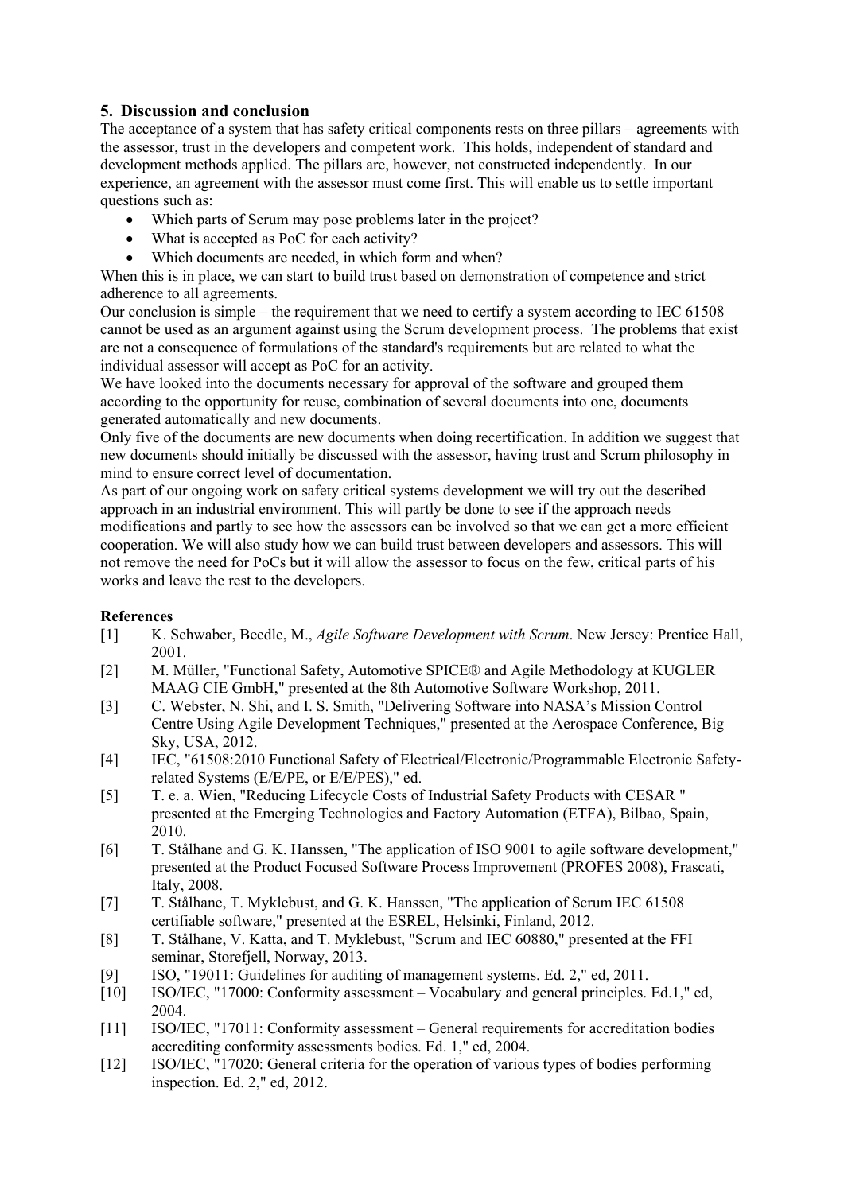## 5. Discussion and conclusion

The acceptance of a system that has safety critical components rests on three pillars – agreements with the assessor, trust in the developers and competent work. This holds, independent of standard and development methods applied. The pillars are, however, not constructed independently. In our experience, an agreement with the assessor must come first. This will enable us to settle important questions such as:

- Which parts of Scrum may pose problems later in the project?
- What is accepted as PoC for each activity?
- Which documents are needed, in which form and when?

When this is in place, we can start to build trust based on demonstration of competence and strict adherence to all agreements.

Our conclusion is simple – the requirement that we need to certify a system according to IEC 61508 cannot be used as an argument against using the Scrum development process. The problems that exist are not a consequence of formulations of the standard's requirements but are related to what the individual assessor will accept as PoC for an activity.

We have looked into the documents necessary for approval of the software and grouped them according to the opportunity for reuse, combination of several documents into one, documents generated automatically and new documents.

Only five of the documents are new documents when doing recertification. In addition we suggest that new documents should initially be discussed with the assessor, having trust and Scrum philosophy in mind to ensure correct level of documentation.

As part of our ongoing work on safety critical systems development we will try out the described approach in an industrial environment. This will partly be done to see if the approach needs modifications and partly to see how the assessors can be involved so that we can get a more efficient cooperation. We will also study how we can build trust between developers and assessors. This will not remove the need for PoCs but it will allow the assessor to focus on the few, critical parts of his works and leave the rest to the developers.

**References**

[1] K. Schwaber, Beedle, M., *Agile Software Development with Scrum*. New Jersey: Prentice Hall, 2001.

[2] M. Müller, "Functional Safety, Automotive SPICE® and Agile Methodology at KUGLER MAAG CIE GmbH," presented at the 8th Automotive Software Workshop, 2011.

[3] C. Webster, N. Shi, and I. S. Smith, "Delivering Software into NASA's Mission Control Centre Using Agile Development Techniques," presented at the Aerospace Conference, Big Sky, USA, 2012.

[4] IEC, "61508:2010 Functional Safety of Electrical/Electronic/Programmable Electronic Safety-related Systems (E/E/PE, or E/E/PES)," ed.

[5] T. e. a. Wien, "Reducing Lifecycle Costs of Industrial Safety Products with CESAR " presented at the Emerging Technologies and Factory Automation (ETFA), Bilbao, Spain, 2010.

[6] T. Stålhane and G. K. Hanssen, "The application of ISO 9001 to agile software development," presented at the Product Focused Software Process Improvement (PROFES 2008), Frascati, Italy, 2008.

[7] T. Stålhane, T. Myklebust, and G. K. Hanssen, "The application of Scrum IEC 61508 certifiable software," presented at the ESREL, Helsinki, Finland, 2012.

[8] T. Stålhane, V. Katta, and T. Myklebust, "Scrum and IEC 60880," presented at the FFI seminar, Storefjell, Norway, 2013.

[9] ISO, "19011: Guidelines for auditing of management systems. Ed. 2," ed, 2011.

[10] ISO/IEC, "17000: Conformity assessment – Vocabulary and general principles. Ed.1," ed, 2004.

[11] ISO/IEC, "17011: Conformity assessment – General requirements for accreditation bodies accrediting conformity assessments bodies. Ed. 1," ed, 2004.

[12] ISO/IEC, "17020: General criteria for the operation of various types of bodies performing inspection. Ed. 2," ed, 2012.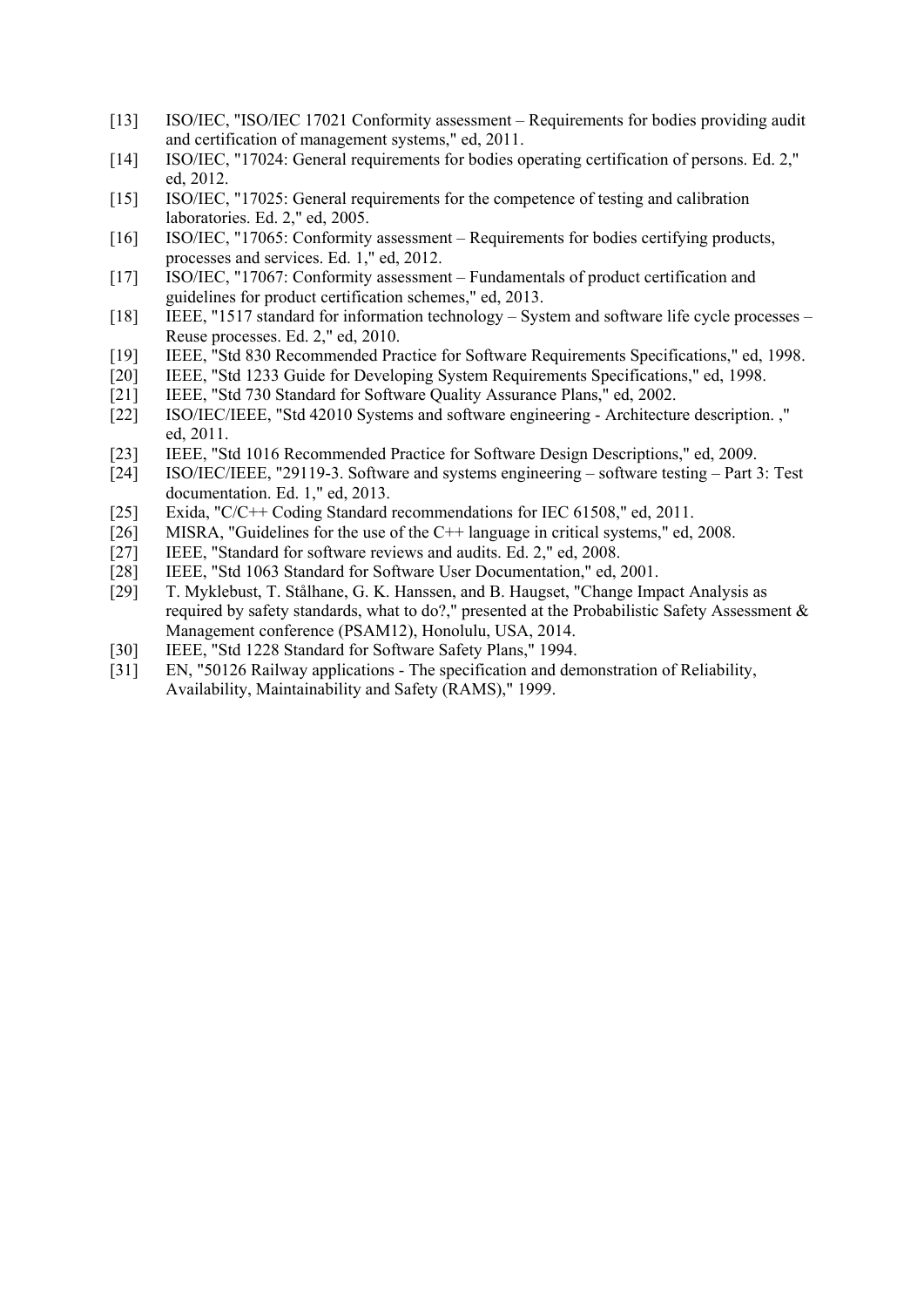[13] ISO/IEC, "ISO/IEC 17021 Conformity assessment – Requirements for bodies providing audit and certification of management systems," ed, 2011.

[14] ISO/IEC, "17024: General requirements for bodies operating certification of persons. Ed. 2," ed, 2012.

[15] ISO/IEC, "17025: General requirements for the competence of testing and calibration laboratories. Ed. 2," ed, 2005.

[16] ISO/IEC, "17065: Conformity assessment – Requirements for bodies certifying products, processes and services. Ed. 1," ed, 2012.

[17] ISO/IEC, "17067: Conformity assessment – Fundamentals of product certification and guidelines for product certification schemes," ed, 2013.

[18] IEEE, "1517 standard for information technology – System and software life cycle processes – Reuse processes. Ed. 2," ed, 2010.

[19] IEEE, "Std 830 Recommended Practice for Software Requirements Specifications," ed, 1998.

[20] IEEE, "Std 1233 Guide for Developing System Requirements Specifications," ed, 1998.

[21] IEEE, "Std 730 Standard for Software Quality Assurance Plans," ed, 2002.

[22] ISO/IEC/IEEE, "Std 42010 Systems and software engineering - Architecture description. ," ed, 2011.

[23] IEEE, "Std 1016 Recommended Practice for Software Design Descriptions," ed, 2009.

[24] ISO/IEC/IEEE, "29119-3. Software and systems engineering – software testing – Part 3: Test documentation. Ed. 1," ed, 2013.

[25] Exida, "C/C++ Coding Standard recommendations for IEC 61508," ed, 2011.

[26] MISRA, "Guidelines for the use of the C++ language in critical systems," ed, 2008.

[27] IEEE, "Standard for software reviews and audits. Ed. 2," ed, 2008.

[28] IEEE, "Std 1063 Standard for Software User Documentation," ed, 2001.

[29] T. Myklebust, T. Stålhane, G. K. Hanssen, and B. Haugset, "Change Impact Analysis as required by safety standards, what to do?," presented at the Probabilistic Safety Assessment & Management conference (PSAM12), Honolulu, USA, 2014.

[30] IEEE, "Std 1228 Standard for Software Safety Plans," 1994.

[31] EN, "50126 Railway applications - The specification and demonstration of Reliability, Availability, Maintainability and Safety (RAMS)," 1999.